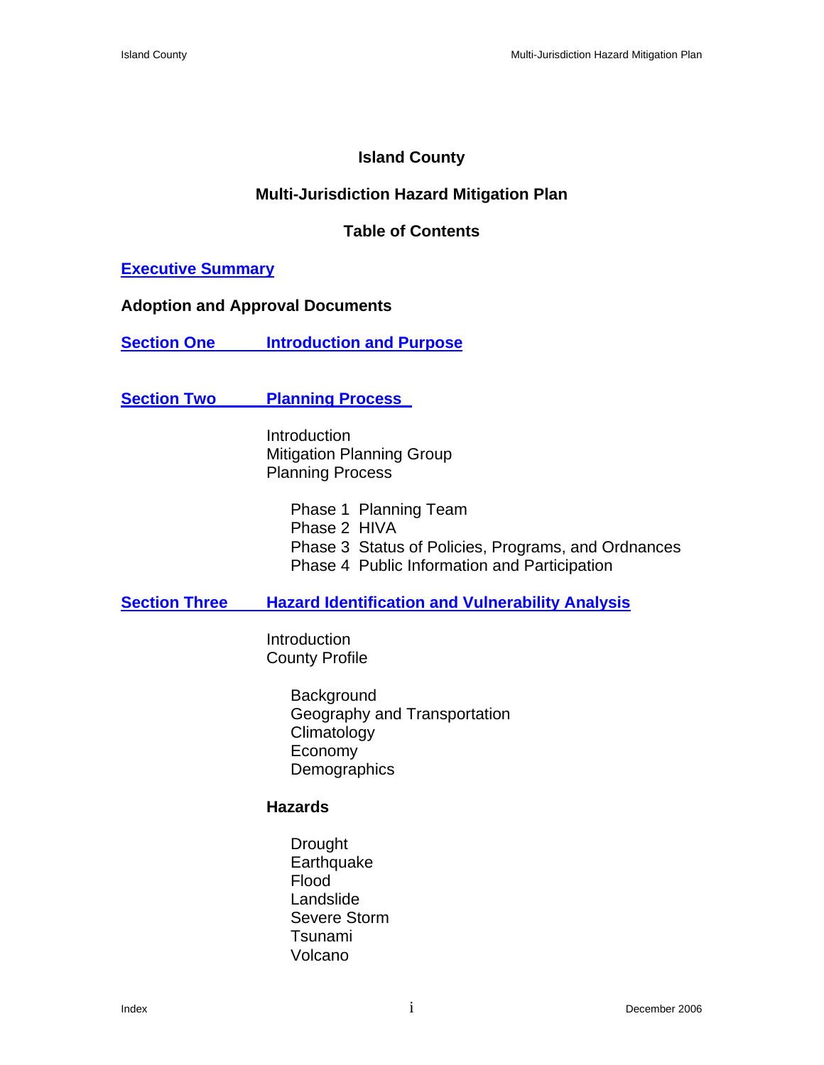# Island County

## Multi-Jurisdiction Hazard Mitigation Plan

## Table of Contents

**Executive Summary**

**Adoption and Approval Documents**

**Section One Introduction and Purpose**

**Section Two Planning Process**

Introduction
Mitigation Planning Group
Planning Process

- Phase 1 Planning Team
- Phase 2 HIVA
- Phase 3 Status of Policies, Programs, and Ordnances
- Phase 4 Public Information and Participation

**Section Three Hazard Identification and Vulnerability Analysis**

Introduction
County Profile

- Background
- Geography and Transportation
- Climatology
- Economy
- Demographics

**Hazards**

- Drought
- Earthquake
- Flood
- Landslide
- Severe Storm
- Tsunami
- Volcano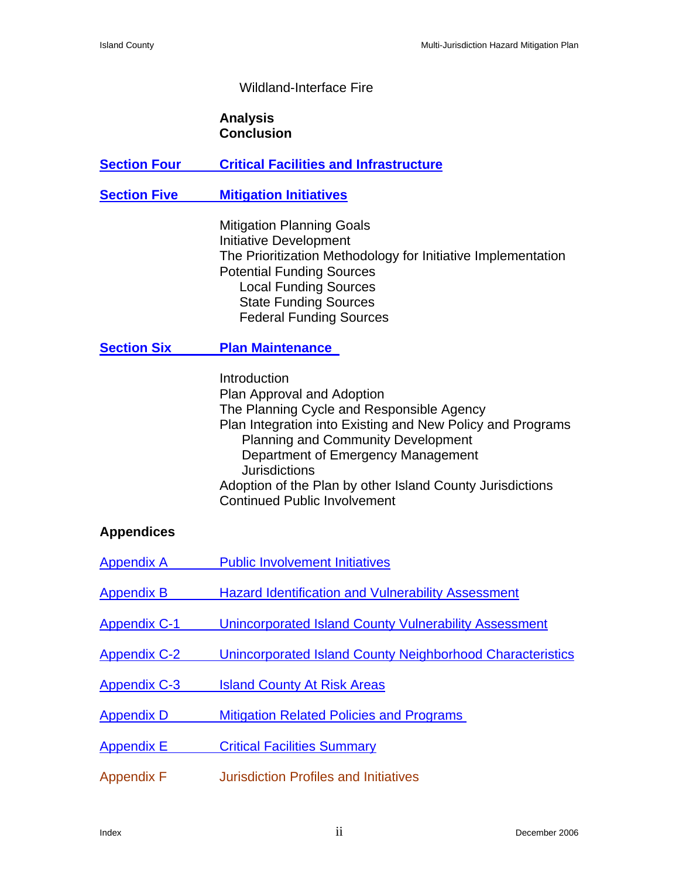Wildland-Interface Fire

**Analysis**
**Conclusion**

**Section Four** **Critical Facilities and Infrastructure**

**Section Five** **Mitigation Initiatives**

Mitigation Planning Goals
Initiative Development
The Prioritization Methodology for Initiative Implementation
Potential Funding Sources
- Local Funding Sources
- State Funding Sources
- Federal Funding Sources

**Section Six** **Plan Maintenance**

Introduction
Plan Approval and Adoption
The Planning Cycle and Responsible Agency
Plan Integration into Existing and New Policy and Programs
- Planning and Community Development
- Department of Emergency Management
- Jurisdictions

Adoption of the Plan by other Island County Jurisdictions
Continued Public Involvement

**Appendices**

Appendix A — Public Involvement Initiatives

Appendix B — Hazard Identification and Vulnerability Assessment

Appendix C-1 — Unincorporated Island County Vulnerability Assessment

Appendix C-2 — Unincorporated Island County Neighborhood Characteristics

Appendix C-3 — Island County At Risk Areas

Appendix D — Mitigation Related Policies and Programs

Appendix E — Critical Facilities Summary

Appendix F — Jurisdiction Profiles and Initiatives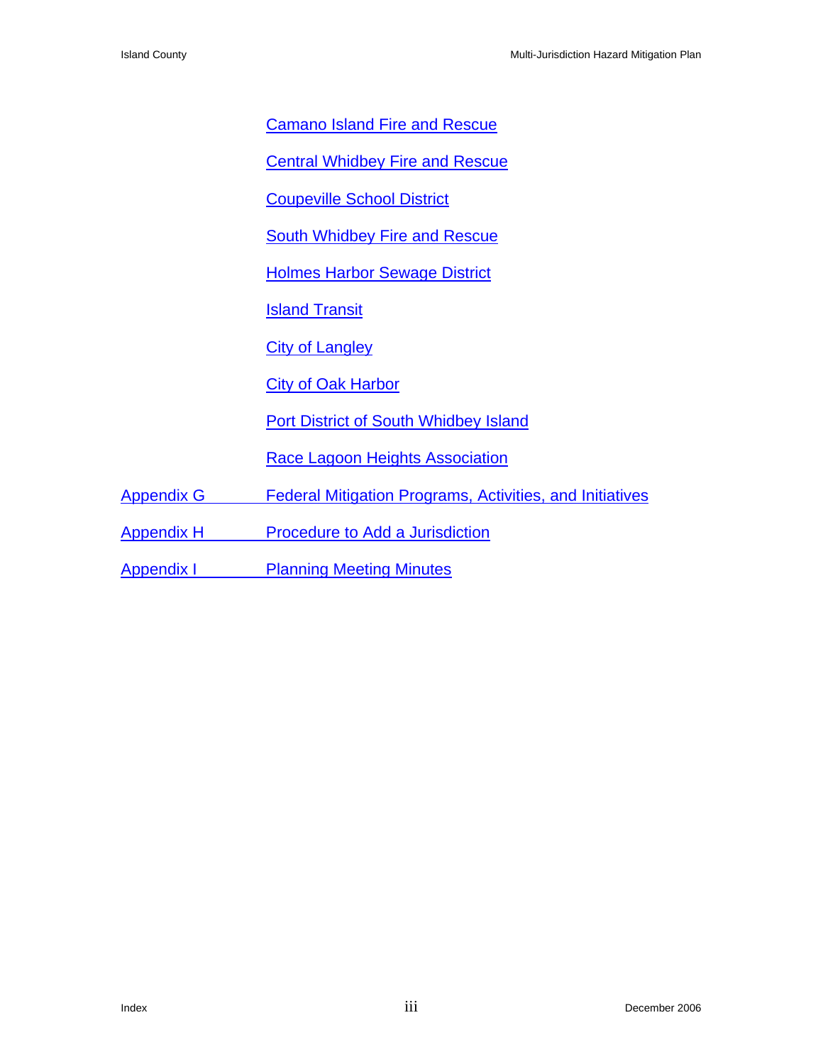Camano Island Fire and Rescue

Central Whidbey Fire and Rescue

Coupeville School District

South Whidbey Fire and Rescue

Holmes Harbor Sewage District

Island Transit

City of Langley

City of Oak Harbor

Port District of South Whidbey Island

Race Lagoon Heights Association

Appendix G    Federal Mitigation Programs, Activities, and Initiatives

Appendix H    Procedure to Add a Jurisdiction

Appendix I    Planning Meeting Minutes